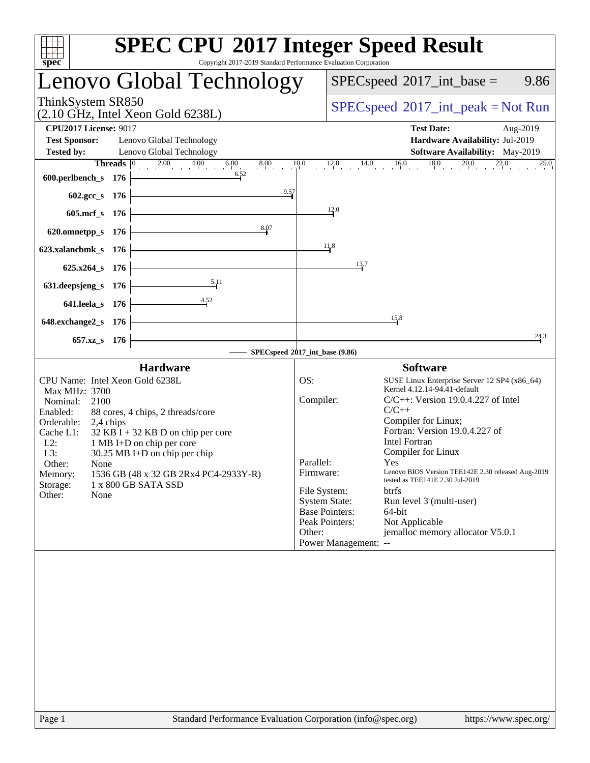# SPEC CPU 2017 Integer Speed Result

Copyright 2017-2019 Standard Performance Evaluation Corporation

## Lenovo Global Technology

ThinkSystem SR850
(2.10 GHz, Intel Xeon Gold 6238L)

SPECspeed 2017_int_base = 9.86

SPECspeed 2017_int_peak = Not Run

**CPU2017 License:** 9017
**Test Sponsor:** Lenovo Global Technology
**Tested by:** Lenovo Global Technology

**Test Date:** Aug-2019
**Hardware Availability:** Jul-2019
**Software Availability:** May-2019

| Benchmark | Threads | Base Ratio |
|---|---|---|
| 600.perlbench_s | 176 | 6.52 |
| 602.gcc_s | 176 | 9.57 |
| 605.mcf_s | 176 | 12.0 |
| 620.omnetpp_s | 176 | 8.07 |
| 623.xalancbmk_s | 176 | 11.8 |
| 625.x264_s | 176 | 13.7 |
| 631.deepsjeng_s | 176 | 5.11 |
| 641.leela_s | 176 | 4.52 |
| 648.exchange2_s | 176 | 15.8 |
| 657.xz_s | 176 | 24.3 |

SPECspeed 2017_int_base (9.86)

### Hardware

| | |
|---|---|
| CPU Name: | Intel Xeon Gold 6238L |
| Max MHz: | 3700 |
| Nominal: | 2100 |
| Enabled: | 88 cores, 4 chips, 2 threads/core |
| Orderable: | 2,4 chips |
| Cache L1: | 32 KB I + 32 KB D on chip per core |
| L2: | 1 MB I+D on chip per core |
| L3: | 30.25 MB I+D on chip per chip |
| Other: | None |
| Memory: | 1536 GB (48 x 32 GB 2Rx4 PC4-2933Y-R) |
| Storage: | 1 x 800 GB SATA SSD |
| Other: | None |

### Software

| | |
|---|---|
| OS: | SUSE Linux Enterprise Server 12 SP4 (x86_64) Kernel 4.12.14-94.41-default |
| Compiler: | C/C++: Version 19.0.4.227 of Intel C/C++ Compiler for Linux; Fortran: Version 19.0.4.227 of Intel Fortran Compiler for Linux |
| Parallel: | Yes |
| Firmware: | Lenovo BIOS Version TEE142E 2.30 released Aug-2019 tested as TEE141E 2.30 Jul-2019 |
| File System: | btrfs |
| System State: | Run level 3 (multi-user) |
| Base Pointers: | 64-bit |
| Peak Pointers: | Not Applicable |
| Other: | jemalloc memory allocator V5.0.1 |
| Power Management: | -- |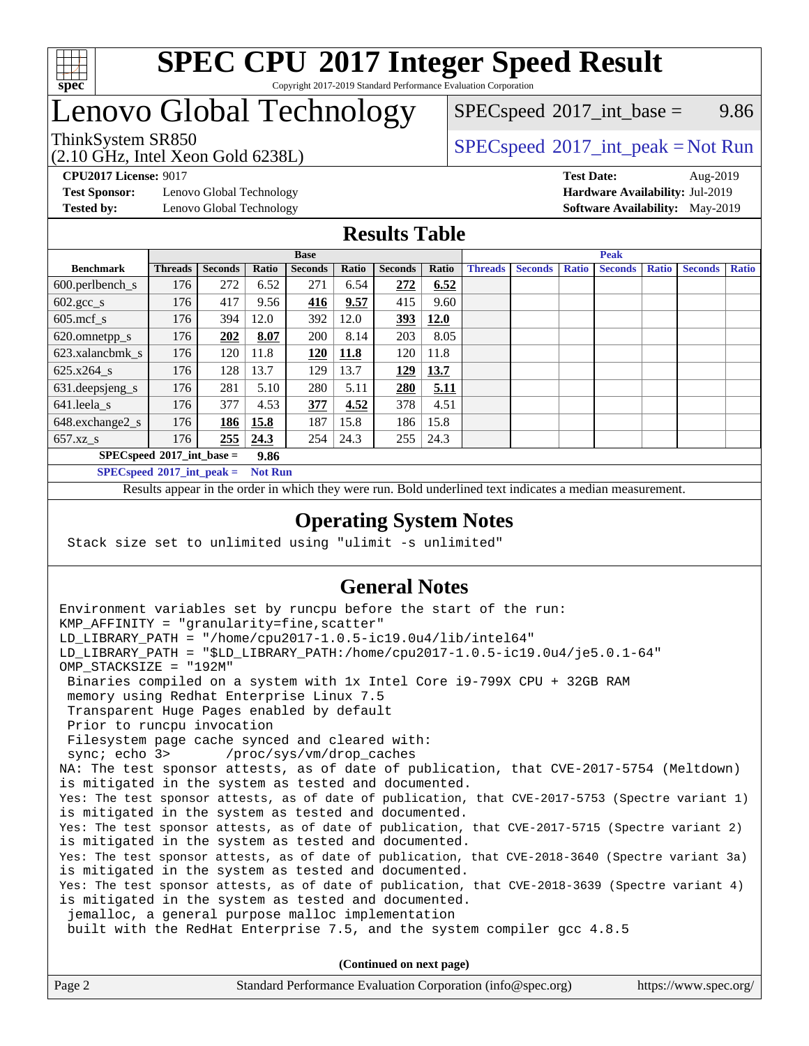# SPEC CPU 2017 Integer Speed Result

Copyright 2017-2019 Standard Performance Evaluation Corporation

# Lenovo Global Technology

ThinkSystem SR850
(2.10 GHz, Intel Xeon Gold 6238L)

SPECspeed 2017_int_base = 9.86

SPECspeed 2017_int_peak = Not Run

**CPU2017 License:** 9017
**Test Sponsor:** Lenovo Global Technology
**Tested by:** Lenovo Global Technology

**Test Date:** Aug-2019
**Hardware Availability:** Jul-2019
**Software Availability:** May-2019

## Results Table

| Benchmark | Base | | | | | | | Peak | | | | | | |
|---|---|---|---|---|---|---|---|---|---|---|---|---|---|---|
| | Threads | Seconds | Ratio | Seconds | Ratio | Seconds | Ratio | Threads | Seconds | Ratio | Seconds | Ratio | Seconds | Ratio |
| 600.perlbench_s | 176 | 272 | 6.52 | 271 | 6.54 | **272** | **6.52** | | | | | | | |
| 602.gcc_s | 176 | 417 | 9.56 | **416** | **9.57** | 415 | 9.60 | | | | | | | |
| 605.mcf_s | 176 | 394 | 12.0 | 392 | 12.0 | **393** | **12.0** | | | | | | | |
| 620.omnetpp_s | 176 | **202** | **8.07** | 200 | 8.14 | 203 | 8.05 | | | | | | | |
| 623.xalancbmk_s | 176 | 120 | 11.8 | **120** | **11.8** | 120 | 11.8 | | | | | | | |
| 625.x264_s | 176 | 128 | 13.7 | 129 | 13.7 | **129** | **13.7** | | | | | | | |
| 631.deepsjeng_s | 176 | 281 | 5.10 | 280 | 5.11 | **280** | **5.11** | | | | | | | |
| 641.leela_s | 176 | 377 | 4.53 | **377** | **4.52** | 378 | 4.51 | | | | | | | |
| 648.exchange2_s | 176 | **186** | **15.8** | 187 | 15.8 | 186 | 15.8 | | | | | | | |
| 657.xz_s | 176 | **255** | **24.3** | 254 | 24.3 | 255 | 24.3 | | | | | | | |

**SPECspeed 2017_int_base = 9.86**

**SPECspeed 2017_int_peak = Not Run**

Results appear in the order in which they were run. Bold underlined text indicates a median measurement.

## Operating System Notes

```
Stack size set to unlimited using "ulimit -s unlimited"
```

## General Notes

```
Environment variables set by runcpu before the start of the run:
KMP_AFFINITY = "granularity=fine,scatter"
LD_LIBRARY_PATH = "/home/cpu2017-1.0.5-ic19.0u4/lib/intel64"
LD_LIBRARY_PATH = "$LD_LIBRARY_PATH:/home/cpu2017-1.0.5-ic19.0u4/je5.0.1-64"
OMP_STACKSIZE = "192M"
 Binaries compiled on a system with 1x Intel Core i9-799X CPU + 32GB RAM
 memory using Redhat Enterprise Linux 7.5
 Transparent Huge Pages enabled by default
 Prior to runcpu invocation
 Filesystem page cache synced and cleared with:
 sync; echo 3>       /proc/sys/vm/drop_caches
NA: The test sponsor attests, as of date of publication, that CVE-2017-5754 (Meltdown)
is mitigated in the system as tested and documented.
Yes: The test sponsor attests, as of date of publication, that CVE-2017-5753 (Spectre variant 1)
is mitigated in the system as tested and documented.
Yes: The test sponsor attests, as of date of publication, that CVE-2017-5715 (Spectre variant 2)
is mitigated in the system as tested and documented.
Yes: The test sponsor attests, as of date of publication, that CVE-2018-3640 (Spectre variant 3a)
is mitigated in the system as tested and documented.
Yes: The test sponsor attests, as of date of publication, that CVE-2018-3639 (Spectre variant 4)
is mitigated in the system as tested and documented.
 jemalloc, a general purpose malloc implementation
 built with the RedHat Enterprise 7.5, and the system compiler gcc 4.8.5
```

**(Continued on next page)**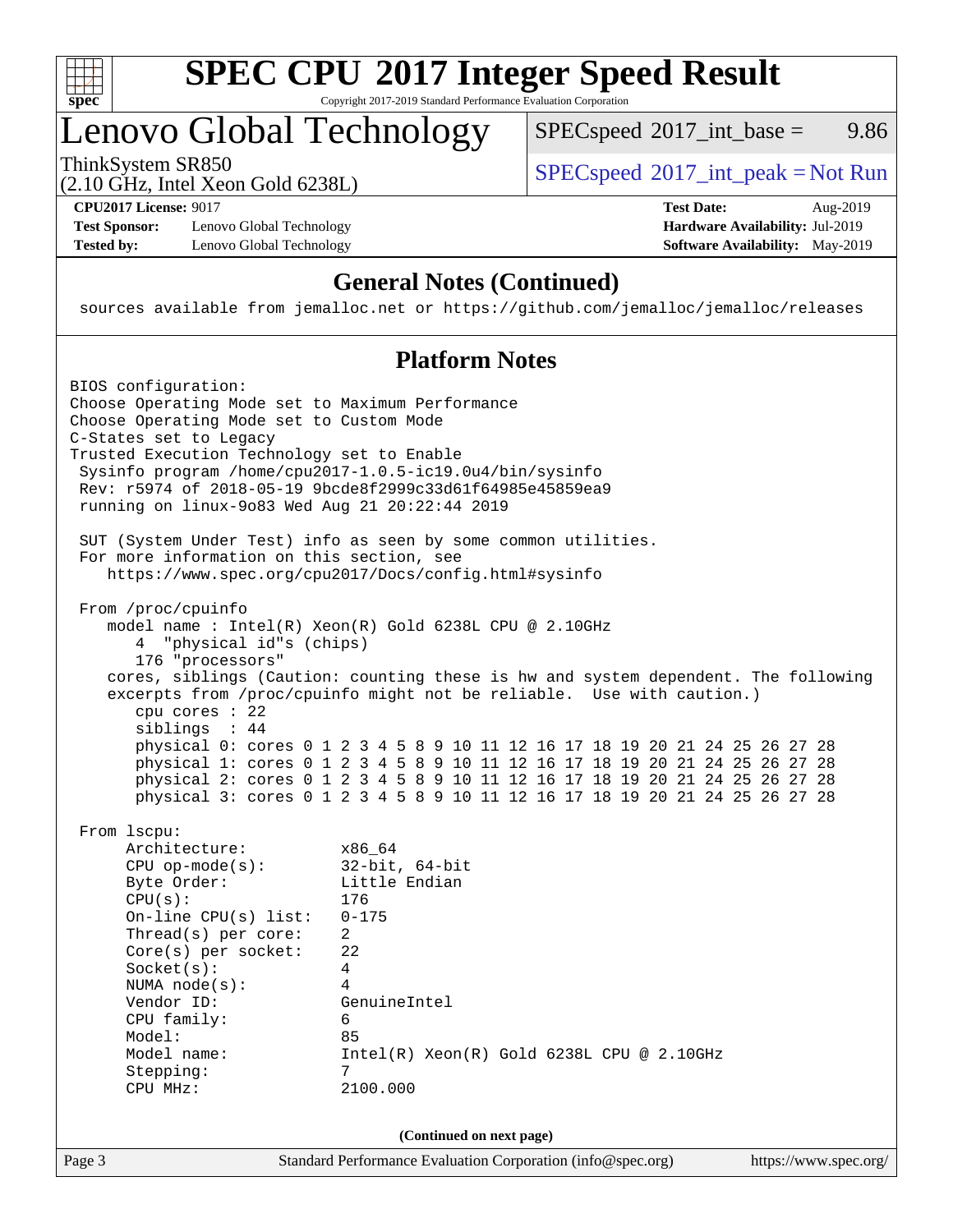# SPEC CPU 2017 Integer Speed Result

Copyright 2017-2019 Standard Performance Evaluation Corporation

## Lenovo Global Technology

ThinkSystem SR850
(2.10 GHz, Intel Xeon Gold 6238L)

SPECspeed 2017_int_base = 9.86

SPECspeed 2017_int_peak = Not Run

**CPU2017 License:** 9017
**Test Sponsor:** Lenovo Global Technology
**Tested by:** Lenovo Global Technology

**Test Date:** Aug-2019
**Hardware Availability:** Jul-2019
**Software Availability:** May-2019

### General Notes (Continued)

```
 sources available from jemalloc.net or https://github.com/jemalloc/jemalloc/releases
```

### Platform Notes

```
BIOS configuration:
Choose Operating Mode set to Maximum Performance
Choose Operating Mode set to Custom Mode
C-States set to Legacy
Trusted Execution Technology set to Enable
 Sysinfo program /home/cpu2017-1.0.5-ic19.0u4/bin/sysinfo
 Rev: r5974 of 2018-05-19 9bcde8f2999c33d61f64985e45859ea9
 running on linux-9o83 Wed Aug 21 20:22:44 2019

 SUT (System Under Test) info as seen by some common utilities.
 For more information on this section, see
    https://www.spec.org/cpu2017/Docs/config.html#sysinfo

 From /proc/cpuinfo
    model name : Intel(R) Xeon(R) Gold 6238L CPU @ 2.10GHz
       4  "physical id"s (chips)
       176 "processors"
    cores, siblings (Caution: counting these is hw and system dependent. The following
    excerpts from /proc/cpuinfo might not be reliable.  Use with caution.)
       cpu cores : 22
       siblings  : 44
       physical 0: cores 0 1 2 3 4 5 8 9 10 11 12 16 17 18 19 20 21 24 25 26 27 28
       physical 1: cores 0 1 2 3 4 5 8 9 10 11 12 16 17 18 19 20 21 24 25 26 27 28
       physical 2: cores 0 1 2 3 4 5 8 9 10 11 12 16 17 18 19 20 21 24 25 26 27 28
       physical 3: cores 0 1 2 3 4 5 8 9 10 11 12 16 17 18 19 20 21 24 25 26 27 28

 From lscpu:
      Architecture:          x86_64
      CPU op-mode(s):        32-bit, 64-bit
      Byte Order:            Little Endian
      CPU(s):                176
      On-line CPU(s) list:   0-175
      Thread(s) per core:    2
      Core(s) per socket:    22
      Socket(s):             4
      NUMA node(s):          4
      Vendor ID:             GenuineIntel
      CPU family:            6
      Model:                 85
      Model name:            Intel(R) Xeon(R) Gold 6238L CPU @ 2.10GHz
      Stepping:              7
      CPU MHz:               2100.000
```

**(Continued on next page)**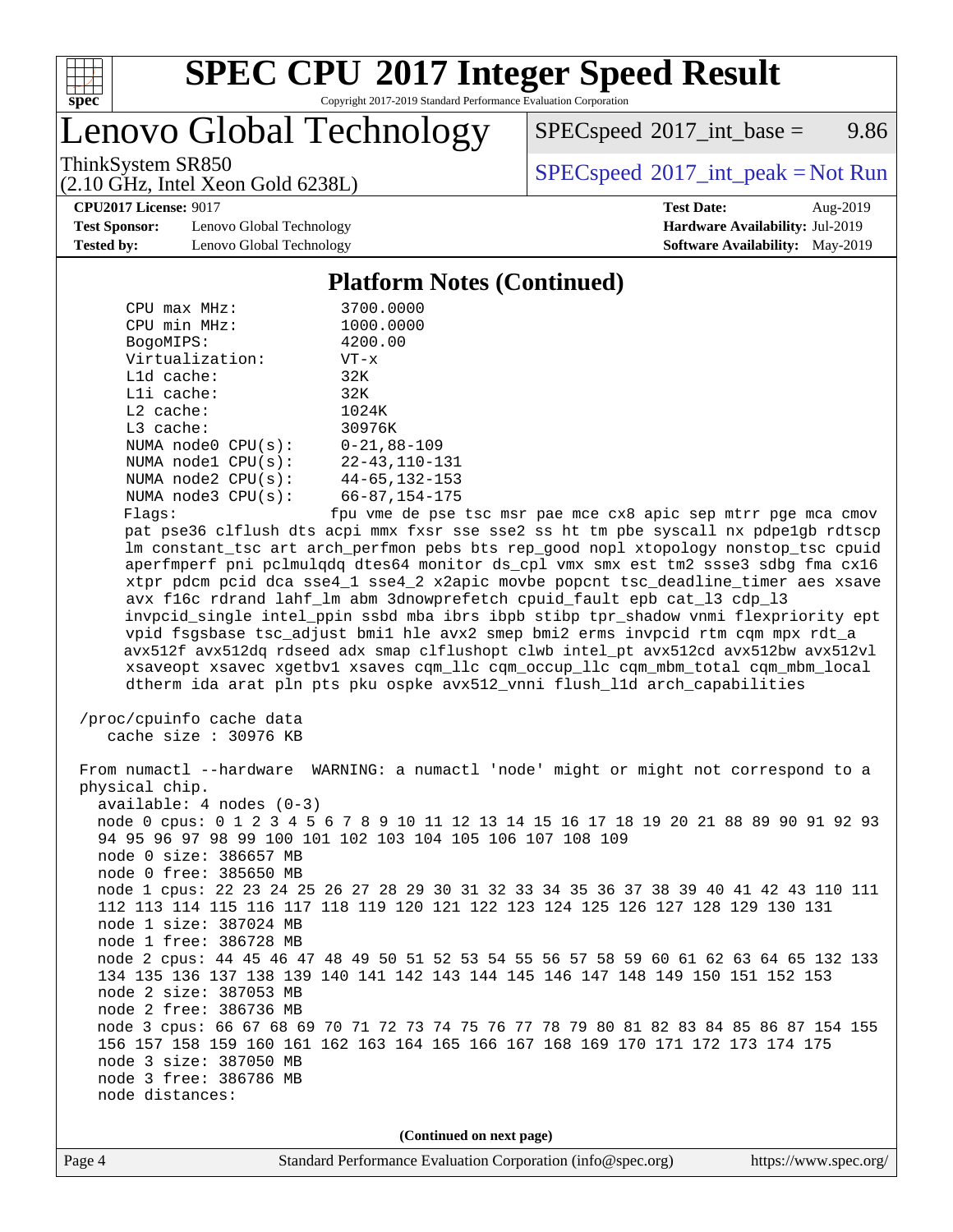# SPEC CPU 2017 Integer Speed Result

Copyright 2017-2019 Standard Performance Evaluation Corporation

## Lenovo Global Technology

ThinkSystem SR850
(2.10 GHz, Intel Xeon Gold 6238L)

SPECspeed 2017_int_base = 9.86

SPECspeed 2017_int_peak = Not Run

**CPU2017 License:** 9017
**Test Sponsor:** Lenovo Global Technology
**Tested by:** Lenovo Global Technology

**Test Date:** Aug-2019
**Hardware Availability:** Jul-2019
**Software Availability:** May-2019

### Platform Notes (Continued)

```
    CPU max MHz:           3700.0000
    CPU min MHz:           1000.0000
    BogoMIPS:              4200.00
    Virtualization:        VT-x
    L1d cache:             32K
    L1i cache:             32K
    L2 cache:              1024K
    L3 cache:              30976K
    NUMA node0 CPU(s):     0-21,88-109
    NUMA node1 CPU(s):     22-43,110-131
    NUMA node2 CPU(s):     44-65,132-153
    NUMA node3 CPU(s):     66-87,154-175
    Flags:                 fpu vme de pse tsc msr pae mce cx8 apic sep mtrr pge mca cmov
    pat pse36 clflush dts acpi mmx fxsr sse sse2 ss ht tm pbe syscall nx pdpe1gb rdtscp
    lm constant_tsc art arch_perfmon pebs bts rep_good nopl xtopology nonstop_tsc cpuid
    aperfmperf pni pclmulqdq dtes64 monitor ds_cpl vmx smx est tm2 ssse3 sdbg fma cx16
    xtpr pdcm pcid dca sse4_1 sse4_2 x2apic movbe popcnt tsc_deadline_timer aes xsave
    avx f16c rdrand lahf_lm abm 3dnowprefetch cpuid_fault epb cat_l3 cdp_l3
    invpcid_single intel_ppin ssbd mba ibrs ibpb stibp tpr_shadow vnmi flexpriority ept
    vpid fsgsbase tsc_adjust bmi1 hle avx2 smep bmi2 erms invpcid rtm cqm mpx rdt_a
    avx512f avx512dq rdseed adx smap clflushopt clwb intel_pt avx512cd avx512bw avx512vl
    xsaveopt xsavec xgetbv1 xsaves cqm_llc cqm_occup_llc cqm_mbm_total cqm_mbm_local
    dtherm ida arat pln pts pku ospke avx512_vnni flush_l1d arch_capabilities

 /proc/cpuinfo cache data
    cache size : 30976 KB

 From numactl --hardware  WARNING: a numactl 'node' might or might not correspond to a
 physical chip.
   available: 4 nodes (0-3)
   node 0 cpus: 0 1 2 3 4 5 6 7 8 9 10 11 12 13 14 15 16 17 18 19 20 21 88 89 90 91 92 93
   94 95 96 97 98 99 100 101 102 103 104 105 106 107 108 109
   node 0 size: 386657 MB
   node 0 free: 385650 MB
   node 1 cpus: 22 23 24 25 26 27 28 29 30 31 32 33 34 35 36 37 38 39 40 41 42 43 110 111
   112 113 114 115 116 117 118 119 120 121 122 123 124 125 126 127 128 129 130 131
   node 1 size: 387024 MB
   node 1 free: 386728 MB
   node 2 cpus: 44 45 46 47 48 49 50 51 52 53 54 55 56 57 58 59 60 61 62 63 64 65 132 133
   134 135 136 137 138 139 140 141 142 143 144 145 146 147 148 149 150 151 152 153
   node 2 size: 387053 MB
   node 2 free: 386736 MB
   node 3 cpus: 66 67 68 69 70 71 72 73 74 75 76 77 78 79 80 81 82 83 84 85 86 87 154 155
   156 157 158 159 160 161 162 163 164 165 166 167 168 169 170 171 172 173 174 175
   node 3 size: 387050 MB
   node 3 free: 386786 MB
   node distances:
```

**(Continued on next page)**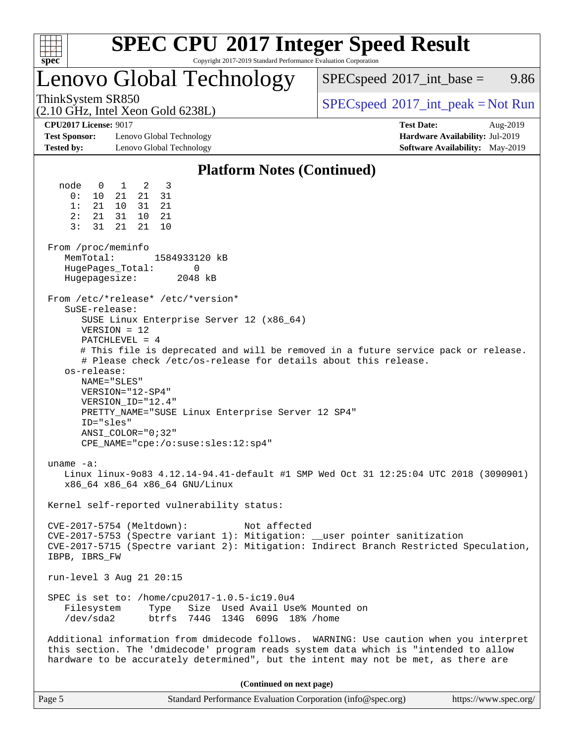# SPEC CPU 2017 Integer Speed Result

Copyright 2017-2019 Standard Performance Evaluation Corporation

## Lenovo Global Technology

ThinkSystem SR850
(2.10 GHz, Intel Xeon Gold 6238L)

SPECspeed 2017_int_base = 9.86

SPECspeed 2017_int_peak = Not Run

**CPU2017 License:** 9017
**Test Sponsor:** Lenovo Global Technology
**Tested by:** Lenovo Global Technology

**Test Date:** Aug-2019
**Hardware Availability:** Jul-2019
**Software Availability:** May-2019

### Platform Notes (Continued)

```
  node   0   1   2   3
    0:  10  21  21  31
    1:  21  10  31  21
    2:  21  31  10  21
    3:  31  21  21  10

From /proc/meminfo
   MemTotal:       1584933120 kB
   HugePages_Total:       0
   Hugepagesize:       2048 kB

From /etc/*release* /etc/*version*
   SuSE-release:
      SUSE Linux Enterprise Server 12 (x86_64)
      VERSION = 12
      PATCHLEVEL = 4
      # This file is deprecated and will be removed in a future service pack or release.
      # Please check /etc/os-release for details about this release.
   os-release:
      NAME="SLES"
      VERSION="12-SP4"
      VERSION_ID="12.4"
      PRETTY_NAME="SUSE Linux Enterprise Server 12 SP4"
      ID="sles"
      ANSI_COLOR="0;32"
      CPE_NAME="cpe:/o:suse:sles:12:sp4"

uname -a:
   Linux linux-9o83 4.12.14-94.41-default #1 SMP Wed Oct 31 12:25:04 UTC 2018 (3090901)
   x86_64 x86_64 x86_64 GNU/Linux

Kernel self-reported vulnerability status:

CVE-2017-5754 (Meltdown):          Not affected
CVE-2017-5753 (Spectre variant 1): Mitigation: __user pointer sanitization
CVE-2017-5715 (Spectre variant 2): Mitigation: Indirect Branch Restricted Speculation,
IBPB, IBRS_FW

run-level 3 Aug 21 20:15

SPEC is set to: /home/cpu2017-1.0.5-ic19.0u4
   Filesystem     Type   Size  Used Avail Use% Mounted on
   /dev/sda2      btrfs  744G  134G  609G  18% /home

Additional information from dmidecode follows.  WARNING: Use caution when you interpret
this section. The 'dmidecode' program reads system data which is "intended to allow
hardware to be accurately determined", but the intent may not be met, as there are
```

**(Continued on next page)**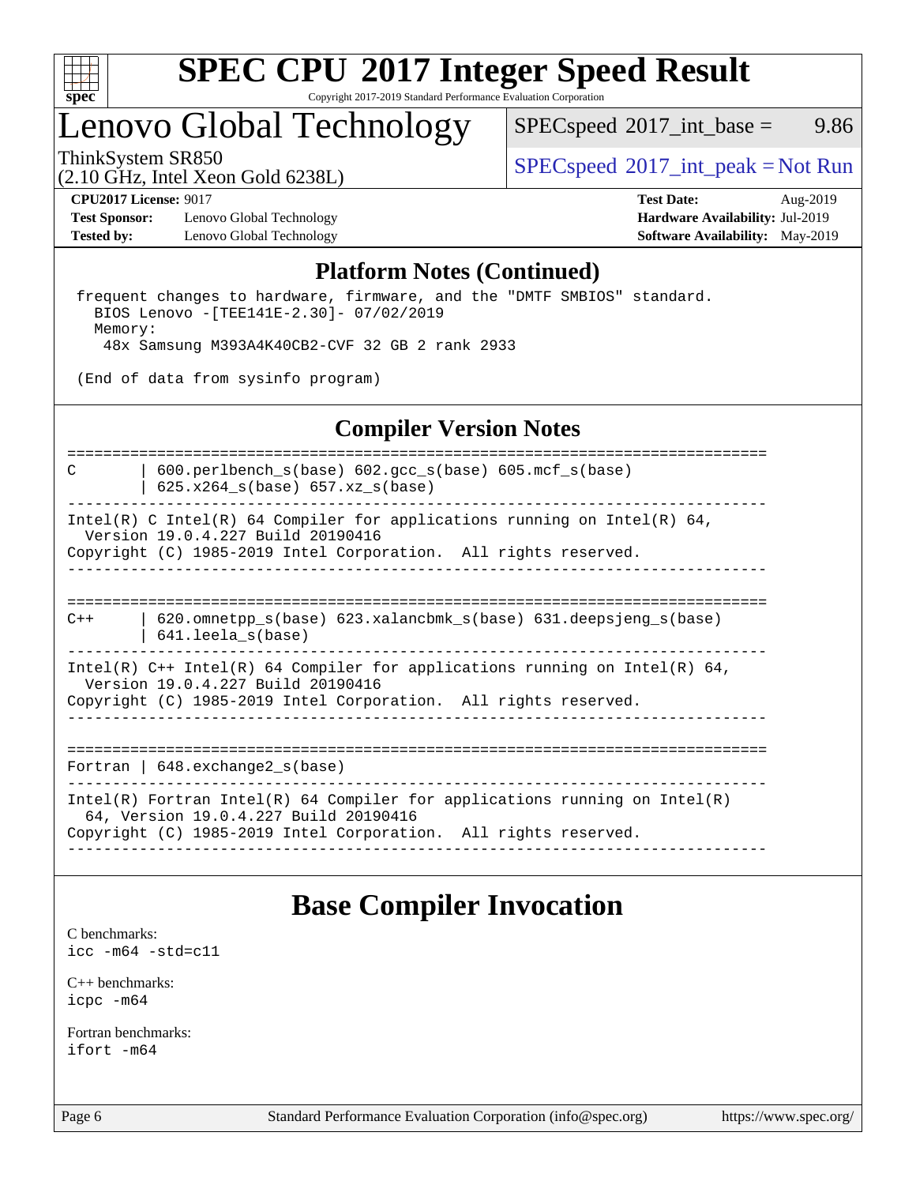## Platform Notes (Continued)

```
 frequent changes to hardware, firmware, and the "DMTF SMBIOS" standard.
   BIOS Lenovo -[TEE141E-2.30]- 07/02/2019
   Memory:
    48x Samsung M393A4K40CB2-CVF 32 GB 2 rank 2933

 (End of data from sysinfo program)
```

## Compiler Version Notes

```
==============================================================================
C       | 600.perlbench_s(base) 602.gcc_s(base) 605.mcf_s(base)
        | 625.x264_s(base) 657.xz_s(base)
------------------------------------------------------------------------------
Intel(R) C Intel(R) 64 Compiler for applications running on Intel(R) 64,
  Version 19.0.4.227 Build 20190416
Copyright (C) 1985-2019 Intel Corporation.  All rights reserved.
------------------------------------------------------------------------------

==============================================================================
C++     | 620.omnetpp_s(base) 623.xalancbmk_s(base) 631.deepsjeng_s(base)
        | 641.leela_s(base)
------------------------------------------------------------------------------
Intel(R) C++ Intel(R) 64 Compiler for applications running on Intel(R) 64,
  Version 19.0.4.227 Build 20190416
Copyright (C) 1985-2019 Intel Corporation.  All rights reserved.
------------------------------------------------------------------------------

==============================================================================
Fortran | 648.exchange2_s(base)
------------------------------------------------------------------------------
Intel(R) Fortran Intel(R) 64 Compiler for applications running on Intel(R)
  64, Version 19.0.4.227 Build 20190416
Copyright (C) 1985-2019 Intel Corporation.  All rights reserved.
------------------------------------------------------------------------------
```

# Base Compiler Invocation

C benchmarks:
`icc -m64 -std=c11`

C++ benchmarks:
`icpc -m64`

Fortran benchmarks:
`ifort -m64`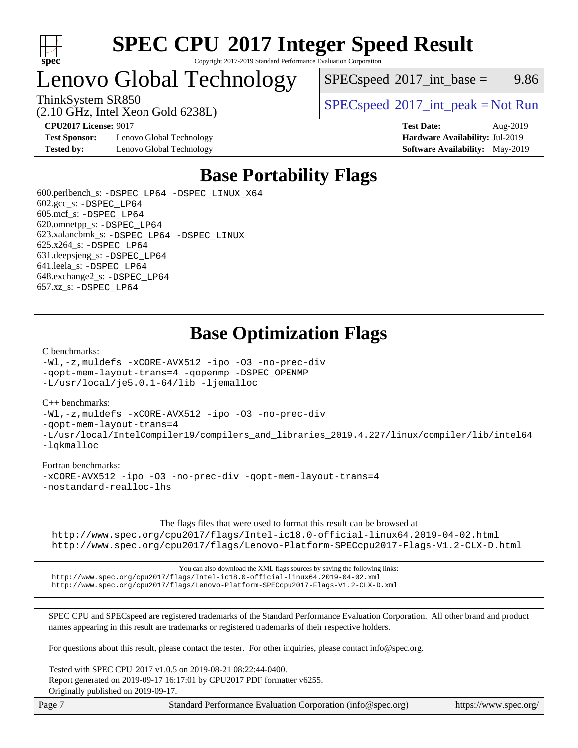# SPEC CPU 2017 Integer Speed Result

Copyright 2017-2019 Standard Performance Evaluation Corporation

## Lenovo Global Technology

ThinkSystem SR850
(2.10 GHz, Intel Xeon Gold 6238L)

SPECspeed 2017_int_base = 9.86

SPECspeed 2017_int_peak = Not Run

**CPU2017 License:** 9017
**Test Sponsor:** Lenovo Global Technology
**Tested by:** Lenovo Global Technology

**Test Date:** Aug-2019
**Hardware Availability:** Jul-2019
**Software Availability:** May-2019

## Base Portability Flags

600.perlbench_s: -DSPEC_LP64 -DSPEC_LINUX_X64
602.gcc_s: -DSPEC_LP64
605.mcf_s: -DSPEC_LP64
620.omnetpp_s: -DSPEC_LP64
623.xalancbmk_s: -DSPEC_LP64 -DSPEC_LINUX
625.x264_s: -DSPEC_LP64
631.deepsjeng_s: -DSPEC_LP64
641.leela_s: -DSPEC_LP64
648.exchange2_s: -DSPEC_LP64
657.xz_s: -DSPEC_LP64

## Base Optimization Flags

C benchmarks:
-Wl,-z,muldefs -xCORE-AVX512 -ipo -O3 -no-prec-div
-qopt-mem-layout-trans=4 -qopenmp -DSPEC_OPENMP
-L/usr/local/je5.0.1-64/lib -ljemalloc

C++ benchmarks:
-Wl,-z,muldefs -xCORE-AVX512 -ipo -O3 -no-prec-div
-qopt-mem-layout-trans=4
-L/usr/local/IntelCompiler19/compilers_and_libraries_2019.4.227/linux/compiler/lib/intel64
-lqkmalloc

Fortran benchmarks:
-xCORE-AVX512 -ipo -O3 -no-prec-div -qopt-mem-layout-trans=4
-nostandard-realloc-lhs

The flags files that were used to format this result can be browsed at
http://www.spec.org/cpu2017/flags/Intel-ic18.0-official-linux64.2019-04-02.html
http://www.spec.org/cpu2017/flags/Lenovo-Platform-SPECcpu2017-Flags-V1.2-CLX-D.html

You can also download the XML flags sources by saving the following links:
http://www.spec.org/cpu2017/flags/Intel-ic18.0-official-linux64.2019-04-02.xml
http://www.spec.org/cpu2017/flags/Lenovo-Platform-SPECcpu2017-Flags-V1.2-CLX-D.xml

SPEC CPU and SPECspeed are registered trademarks of the Standard Performance Evaluation Corporation. All other brand and product names appearing in this result are trademarks or registered trademarks of their respective holders.

For questions about this result, please contact the tester. For other inquiries, please contact info@spec.org.

Tested with SPEC CPU 2017 v1.0.5 on 2019-08-21 08:22:44-0400.
Report generated on 2019-09-17 16:17:01 by CPU2017 PDF formatter v6255.
Originally published on 2019-09-17.